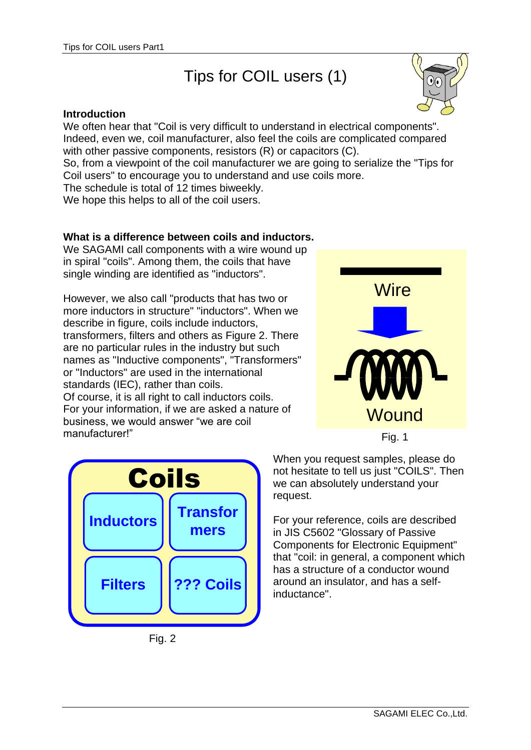# Tips for COIL users (1)

**Introduction**

We often hear that "Coil is very difficult to understand in electrical components". Indeed, even we, coil manufacturer, also feel the coils are complicated compared with other passive components, resistors (R) or capacitors (C).
So, from a viewpoint of the coil manufacturer we are going to serialize the "Tips for Coil users" to encourage you to understand and use coils more.
The schedule is total of 12 times biweekly.
We hope this helps to all of the coil users.

**What is a difference between coils and inductors.**

We SAGAMI call components with a wire wound up in spiral "coils". Among them, the coils that have single winding are identified as "inductors".

However, we also call "products that has two or more inductors in structure" "inductors". When we describe in figure, coils include inductors, transformers, filters and others as Figure 2. There are no particular rules in the industry but such names as "Inductive components", "Transformers" or "Inductors" are used in the international standards (IEC), rather than coils.
Of course, it is all right to call inductors coils.
For your information, if we are asked a nature of business, we would answer "we are coil manufacturer!"

Wire

Wound

Fig. 1

Coils

Inductors

Transformers

Filters

??? Coils

Fig. 2

When you request samples, please do not hesitate to tell us just "COILS". Then we can absolutely understand your request.

For your reference, coils are described in JIS C5602 "Glossary of Passive Components for Electronic Equipment" that "coil: in general, a component which has a structure of a conductor wound around an insulator, and has a self-inductance".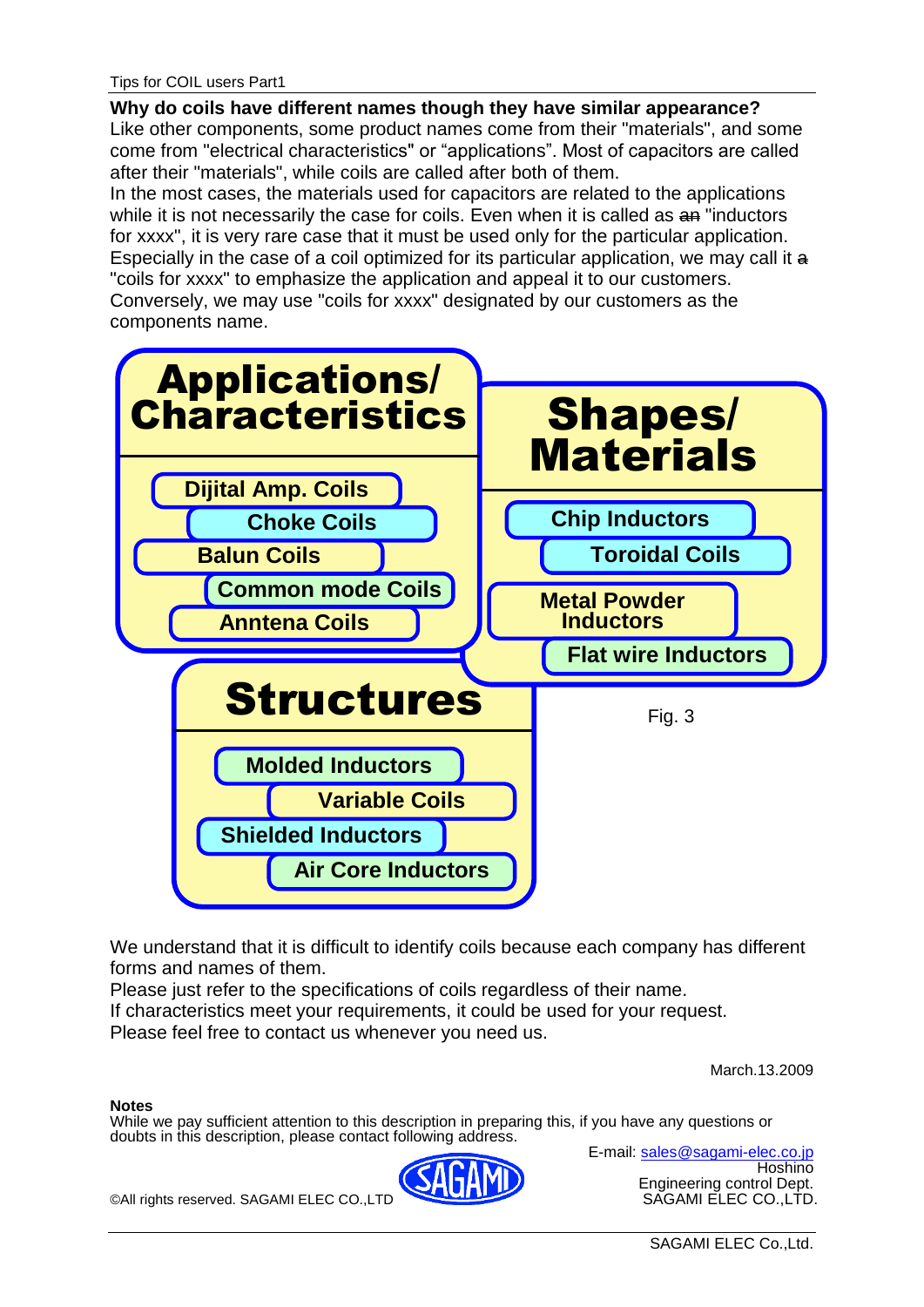**Why do coils have different names though they have similar appearance?**

Like other components, some product names come from their "materials", and some come from "electrical characteristics" or "applications". Most of capacitors are called after their "materials", while coils are called after both of them.

In the most cases, the materials used for capacitors are related to the applications while it is not necessarily the case for coils. Even when it is called as ~~an~~ "inductors for xxxx", it is very rare case that it must be used only for the particular application. Especially in the case of a coil optimized for its particular application, we may call it ~~a~~ "coils for xxxx" to emphasize the application and appeal it to our customers. Conversely, we may use "coils for xxxx" designated by our customers as the components name.

Applications/ Characteristics

Dijital Amp. Coils

Choke Coils

Balun Coils

Common mode Coils

Anntena Coils

Shapes/ Materials

Chip Inductors

Toroidal Coils

Metal Powder Inductors

Flat wire Inductors

Structures

Molded Inductors

Variable Coils

Shielded Inductors

Air Core Inductors

Fig. 3

We understand that it is difficult to identify coils because each company has different forms and names of them.

Please just refer to the specifications of coils regardless of their name.

If characteristics meet your requirements, it could be used for your request.

Please feel free to contact us whenever you need us.

March.13.2009

**Notes**

While we pay sufficient attention to this description in preparing this, if you have any questions or doubts in this description, please contact following address.

E-mail: sales@sagami-elec.co.jp
Hoshino
Engineering control Dept.
SAGAMI ELEC CO.,LTD.

©All rights reserved. SAGAMI ELEC CO.,LTD